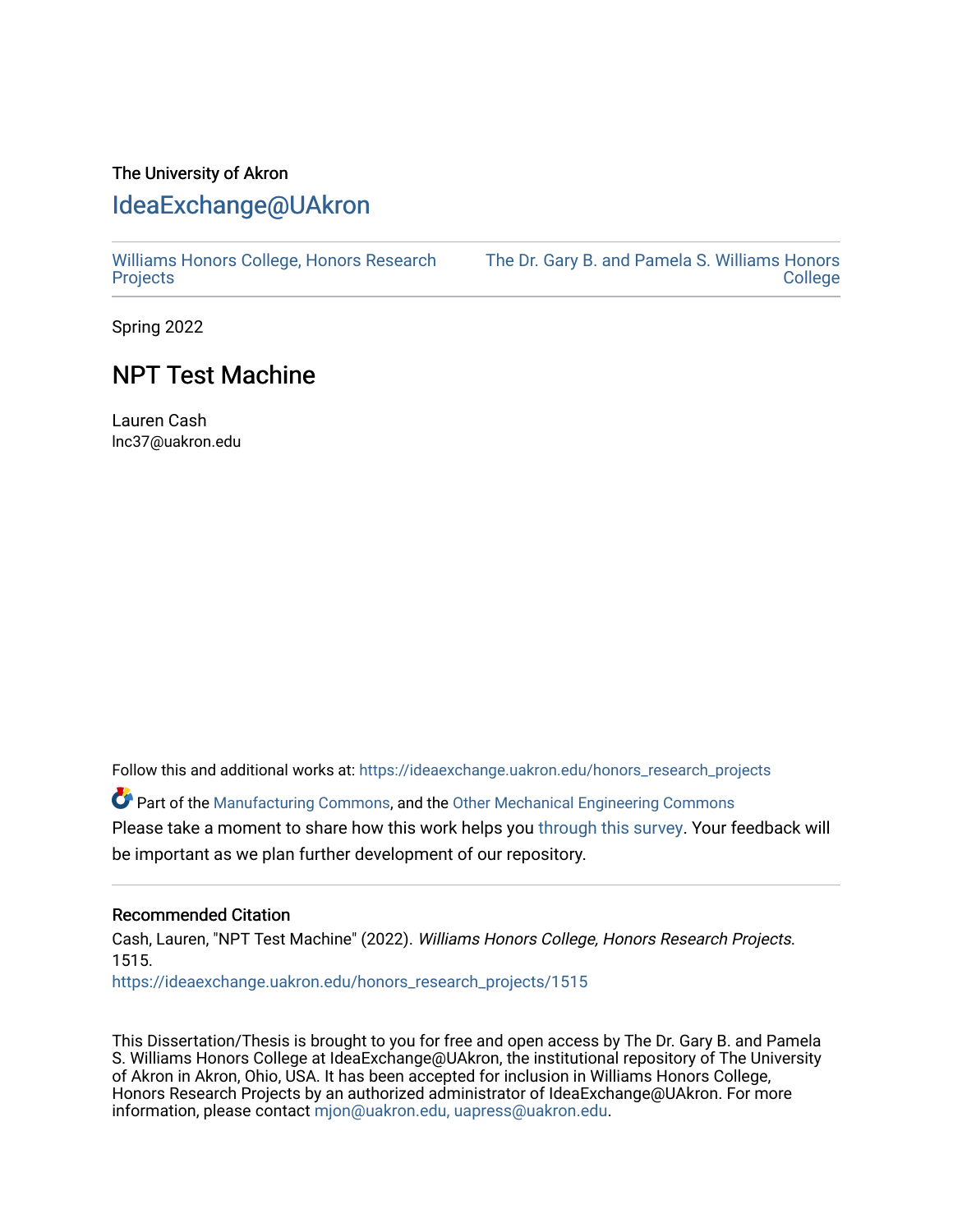The University of Akron

# IdeaExchange@UAkron

Williams Honors College, Honors Research Projects | The Dr. Gary B. and Pamela S. Williams Honors College

Spring 2022

## NPT Test Machine

Lauren Cash
lnc37@uakron.edu

Follow this and additional works at: https://ideaexchange.uakron.edu/honors_research_projects

Part of the Manufacturing Commons, and the Other Mechanical Engineering Commons

Please take a moment to share how this work helps you through this survey. Your feedback will be important as we plan further development of our repository.

### Recommended Citation

Cash, Lauren, "NPT Test Machine" (2022). *Williams Honors College, Honors Research Projects*. 1515.
https://ideaexchange.uakron.edu/honors_research_projects/1515

This Dissertation/Thesis is brought to you for free and open access by The Dr. Gary B. and Pamela S. Williams Honors College at IdeaExchange@UAkron, the institutional repository of The University of Akron in Akron, Ohio, USA. It has been accepted for inclusion in Williams Honors College, Honors Research Projects by an authorized administrator of IdeaExchange@UAkron. For more information, please contact mjon@uakron.edu, uapress@uakron.edu.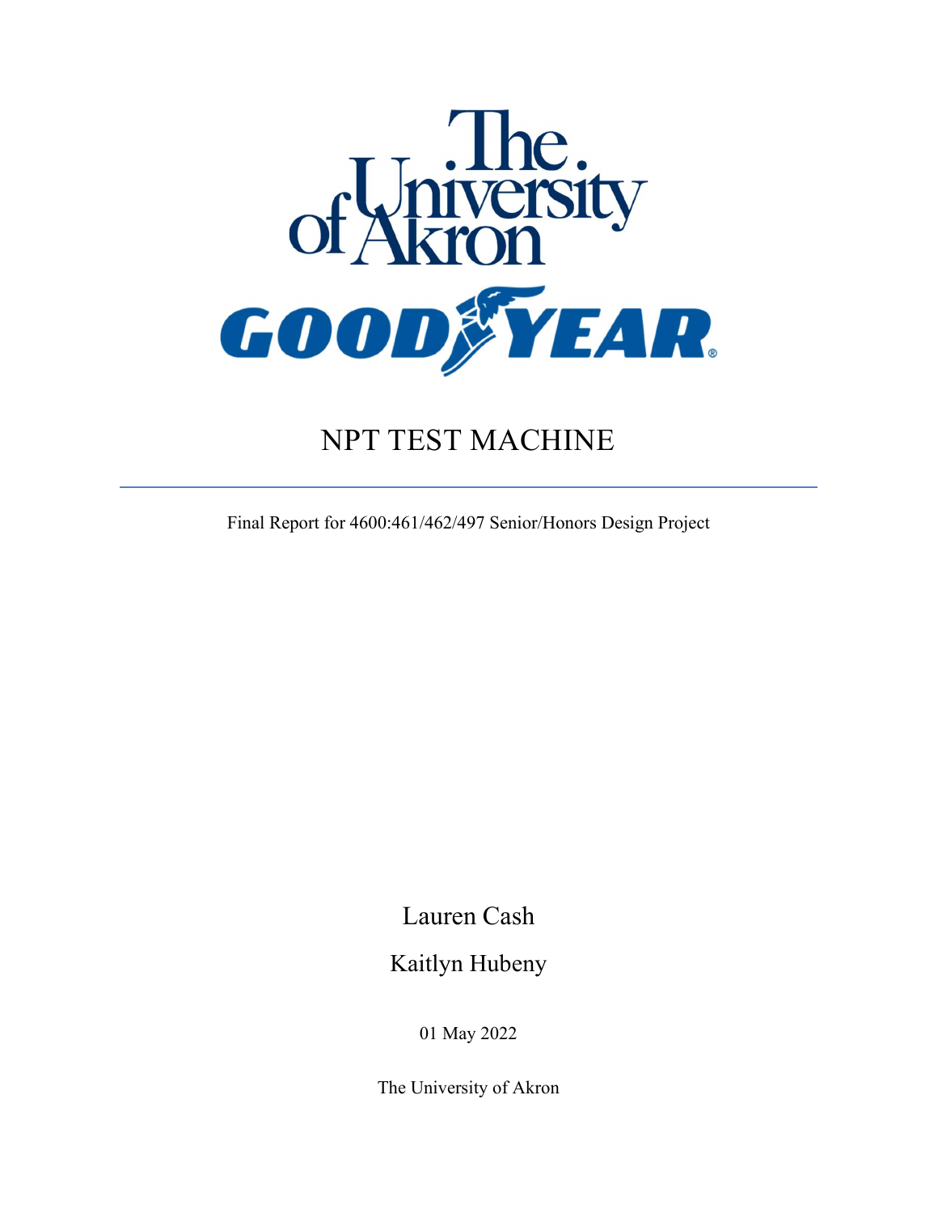# NPT TEST MACHINE

Final Report for 4600:461/462/497 Senior/Honors Design Project

Lauren Cash

Kaitlyn Hubeny

01 May 2022

The University of Akron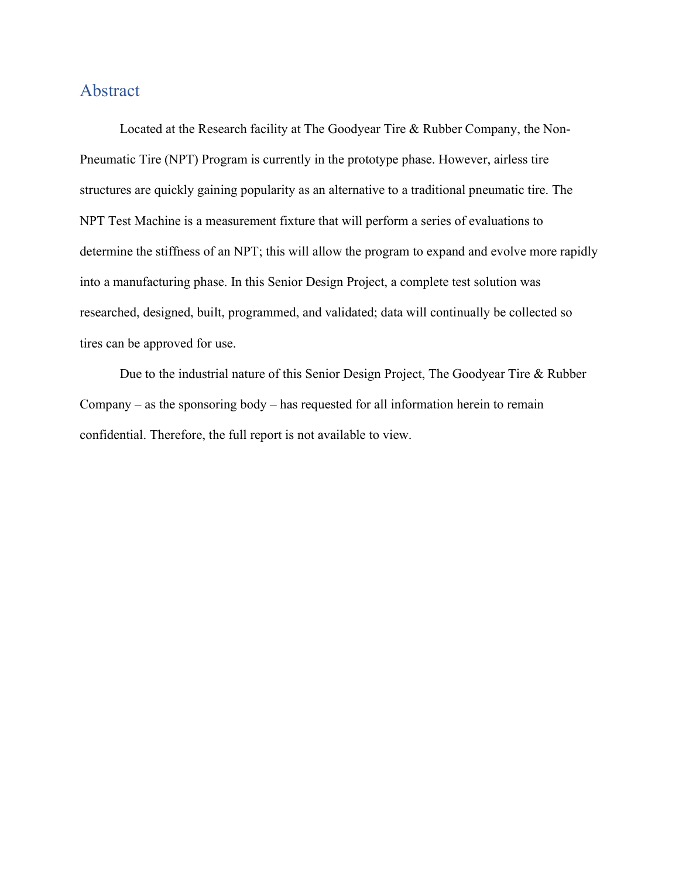## Abstract

Located at the Research facility at The Goodyear Tire & Rubber Company, the Non-Pneumatic Tire (NPT) Program is currently in the prototype phase. However, airless tire structures are quickly gaining popularity as an alternative to a traditional pneumatic tire. The NPT Test Machine is a measurement fixture that will perform a series of evaluations to determine the stiffness of an NPT; this will allow the program to expand and evolve more rapidly into a manufacturing phase. In this Senior Design Project, a complete test solution was researched, designed, built, programmed, and validated; data will continually be collected so tires can be approved for use.

Due to the industrial nature of this Senior Design Project, The Goodyear Tire & Rubber Company – as the sponsoring body – has requested for all information herein to remain confidential. Therefore, the full report is not available to view.